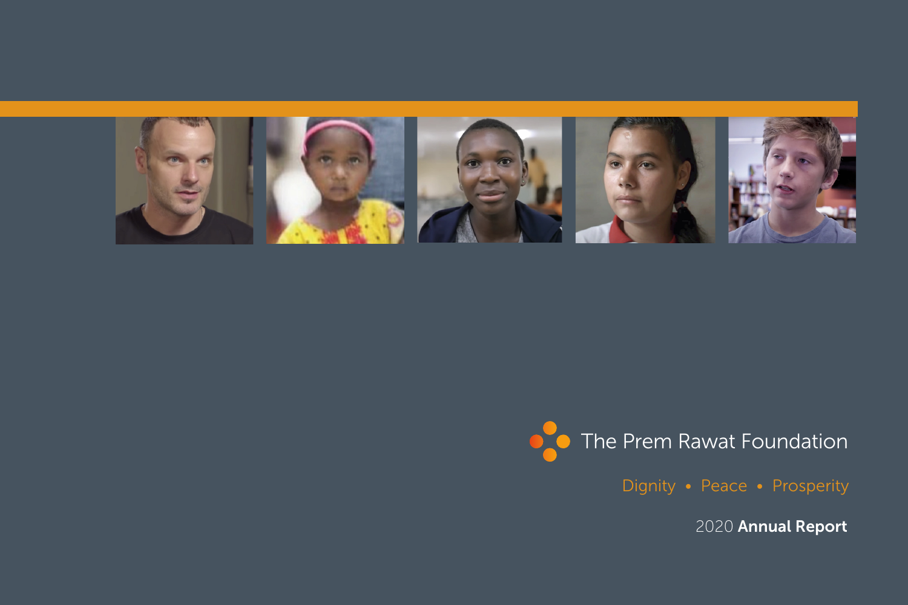# The Prem Rawat Foundation

Dignity • Peace • Prosperity

2020 **Annual Report**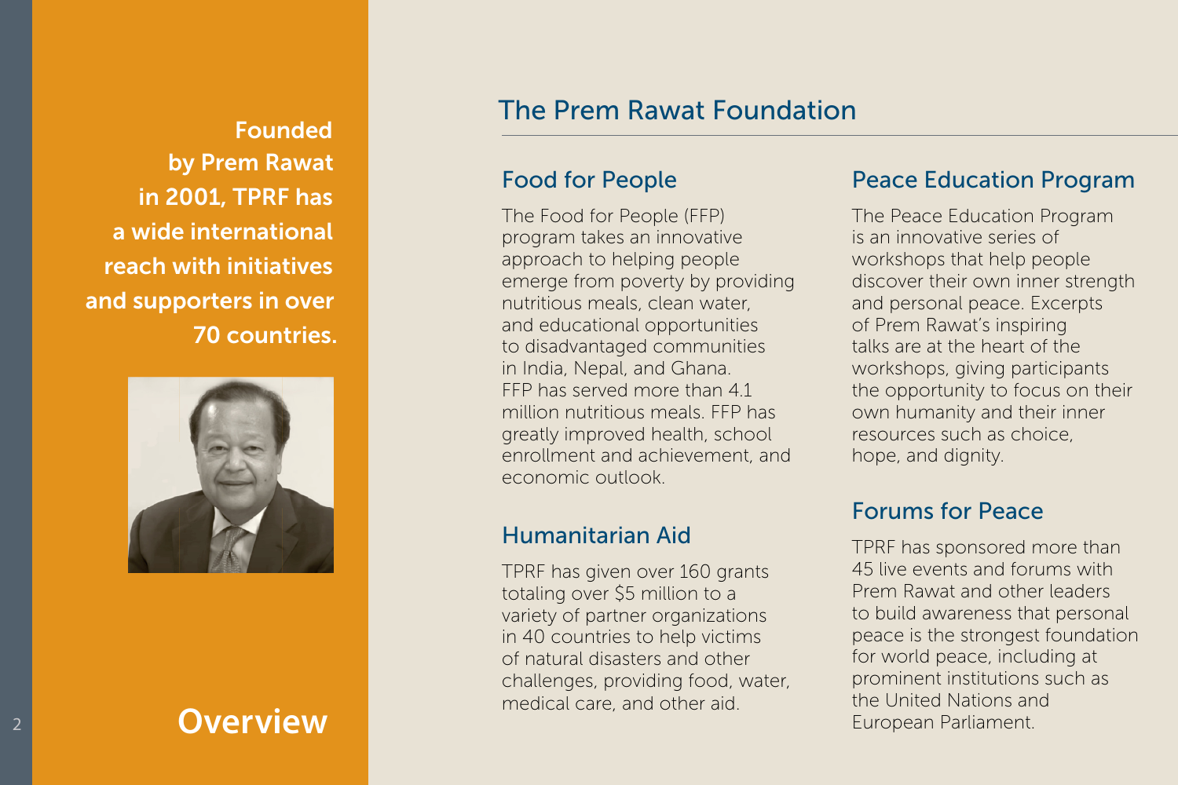**Founded by Prem Rawat in 2001, TPRF has a wide international reach with initiatives and supporters in over 70 countries.**

# Overview

## The Prem Rawat Foundation

### Food for People

The Food for People (FFP) program takes an innovative approach to helping people emerge from poverty by providing nutritious meals, clean water, and educational opportunities to disadvantaged communities in India, Nepal, and Ghana. FFP has served more than 4.1 million nutritious meals. FFP has greatly improved health, school enrollment and achievement, and economic outlook.

### Humanitarian Aid

TPRF has given over 160 grants totaling over $5 million to a variety of partner organizations in 40 countries to help victims of natural disasters and other challenges, providing food, water, medical care, and other aid.

### Peace Education Program

The Peace Education Program is an innovative series of workshops that help people discover their own inner strength and personal peace. Excerpts of Prem Rawat's inspiring talks are at the heart of the workshops, giving participants the opportunity to focus on their own humanity and their inner resources such as choice, hope, and dignity.

### Forums for Peace

TPRF has sponsored more than 45 live events and forums with Prem Rawat and other leaders to build awareness that personal peace is the strongest foundation for world peace, including at prominent institutions such as the United Nations and European Parliament.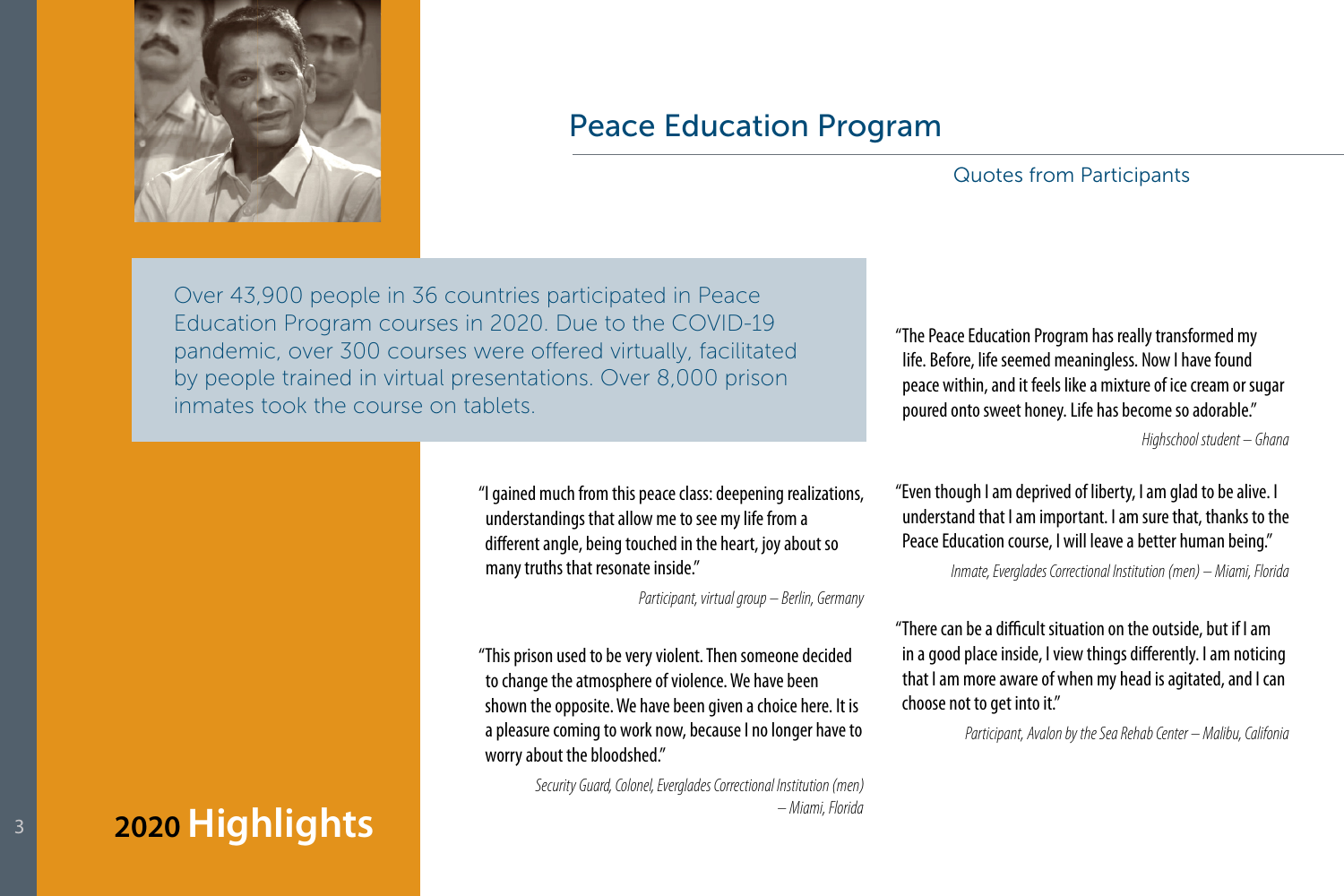# Peace Education Program

## Quotes from Participants

Over 43,900 people in 36 countries participated in Peace Education Program courses in 2020. Due to the COVID-19 pandemic, over 300 courses were offered virtually, facilitated by people trained in virtual presentations. Over 8,000 prison inmates took the course on tablets.

"I gained much from this peace class: deepening realizations, understandings that allow me to see my life from a different angle, being touched in the heart, joy about so many truths that resonate inside."

*Participant, virtual group – Berlin, Germany*

"This prison used to be very violent. Then someone decided to change the atmosphere of violence. We have been shown the opposite. We have been given a choice here. It is a pleasure coming to work now, because I no longer have to worry about the bloodshed."

*Security Guard, Colonel, Everglades Correctional Institution (men) – Miami, Florida*

"The Peace Education Program has really transformed my life. Before, life seemed meaningless. Now I have found peace within, and it feels like a mixture of ice cream or sugar poured onto sweet honey. Life has become so adorable."

*Highschool student – Ghana*

"Even though I am deprived of liberty, I am glad to be alive. I understand that I am important. I am sure that, thanks to the Peace Education course, I will leave a better human being."

*Inmate, Everglades Correctional Institution (men) – Miami, Florida*

"There can be a difficult situation on the outside, but if I am in a good place inside, I view things differently. I am noticing that I am more aware of when my head is agitated, and I can choose not to get into it."

*Participant, Avalon by the Sea Rehab Center – Malibu, Califonia*

**2020 Highlights**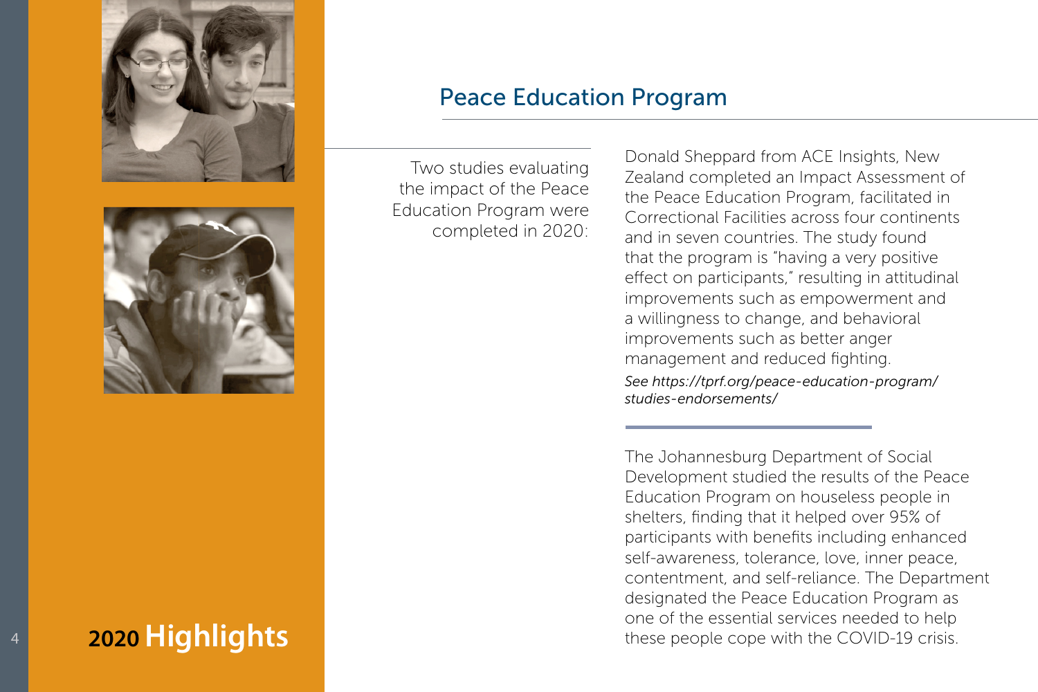## 2020 Highlights

## Peace Education Program

Two studies evaluating the impact of the Peace Education Program were completed in 2020:

Donald Sheppard from ACE Insights, New Zealand completed an Impact Assessment of the Peace Education Program, facilitated in Correctional Facilities across four continents and in seven countries. The study found that the program is "having a very positive effect on participants," resulting in attitudinal improvements such as empowerment and a willingness to change, and behavioral improvements such as better anger management and reduced fighting.

*See https://tprf.org/peace-education-program/studies-endorsements/*

---

The Johannesburg Department of Social Development studied the results of the Peace Education Program on houseless people in shelters, finding that it helped over 95% of participants with benefits including enhanced self-awareness, tolerance, love, inner peace, contentment, and self-reliance. The Department designated the Peace Education Program as one of the essential services needed to help these people cope with the COVID-19 crisis.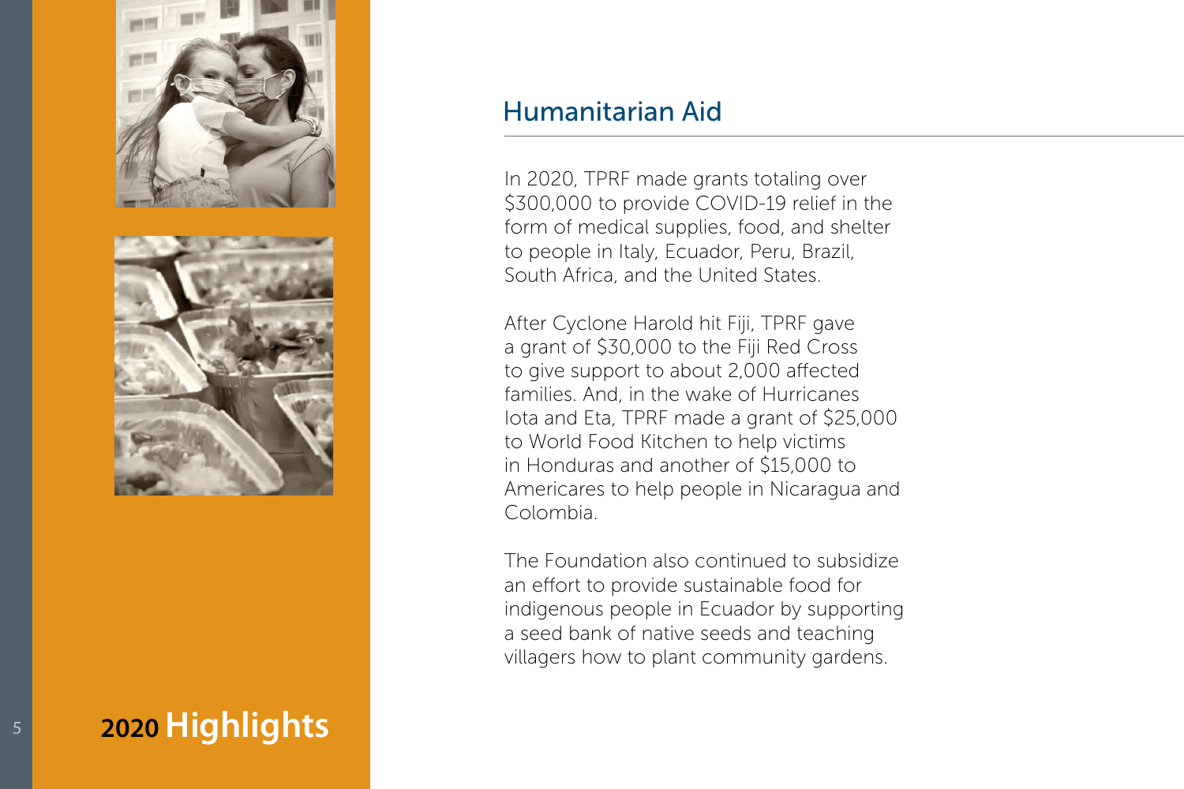## 2020 Highlights

## Humanitarian Aid

In 2020, TPRF made grants totaling over $300,000 to provide COVID-19 relief in the form of medical supplies, food, and shelter to people in Italy, Ecuador, Peru, Brazil, South Africa, and the United States.

After Cyclone Harold hit Fiji, TPRF gave a grant of $30,000 to the Fiji Red Cross to give support to about 2,000 affected families. And, in the wake of Hurricanes Iota and Eta, TPRF made a grant of $25,000 to World Food Kitchen to help victims in Honduras and another of $15,000 to Americares to help people in Nicaragua and Colombia.

The Foundation also continued to subsidize an effort to provide sustainable food for indigenous people in Ecuador by supporting a seed bank of native seeds and teaching villagers how to plant community gardens.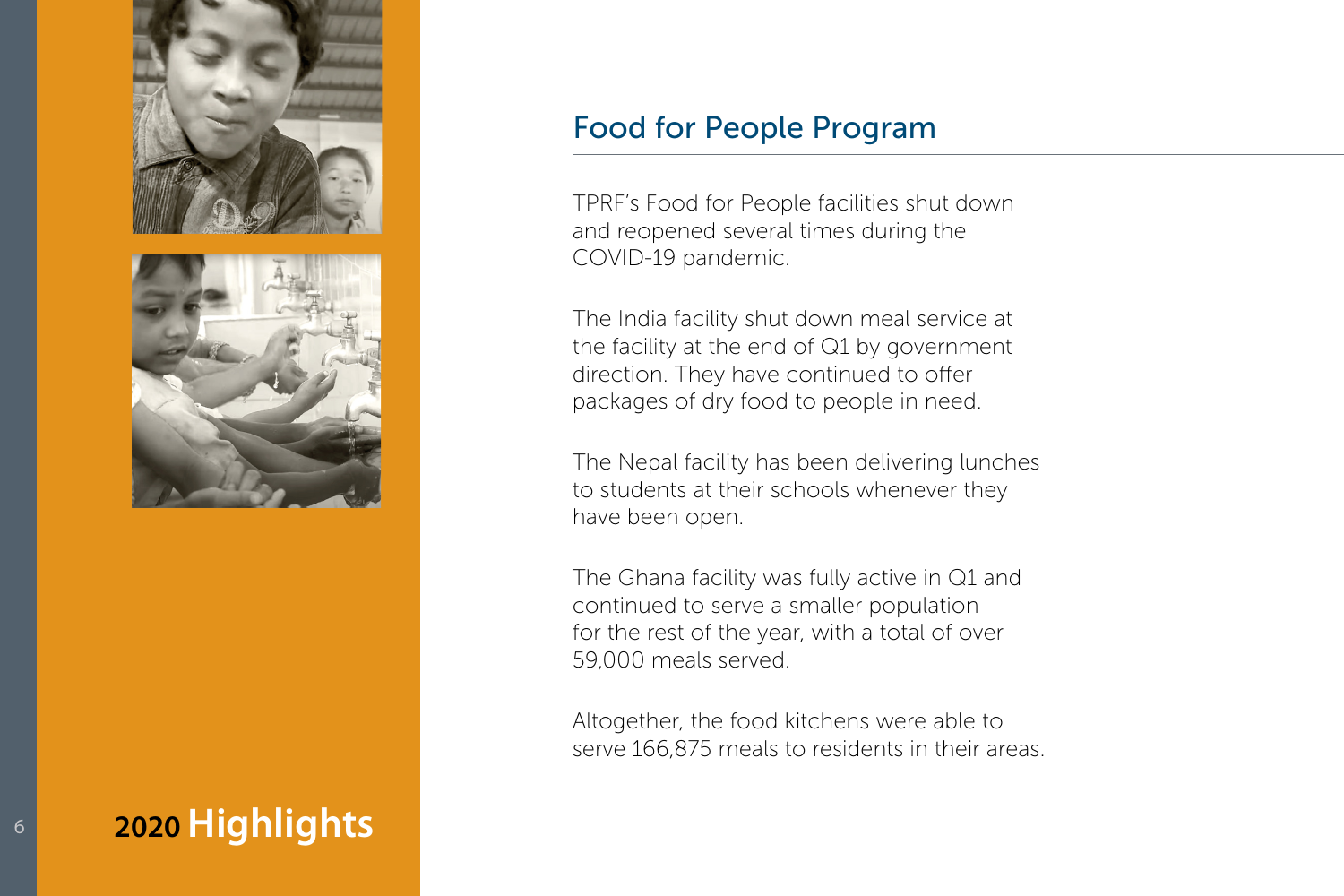# 2020 Highlights

## Food for People Program

TPRF's Food for People facilities shut down and reopened several times during the COVID-19 pandemic.

The India facility shut down meal service at the facility at the end of Q1 by government direction. They have continued to offer packages of dry food to people in need.

The Nepal facility has been delivering lunches to students at their schools whenever they have been open.

The Ghana facility was fully active in Q1 and continued to serve a smaller population for the rest of the year, with a total of over 59,000 meals served.

Altogether, the food kitchens were able to serve 166,875 meals to residents in their areas.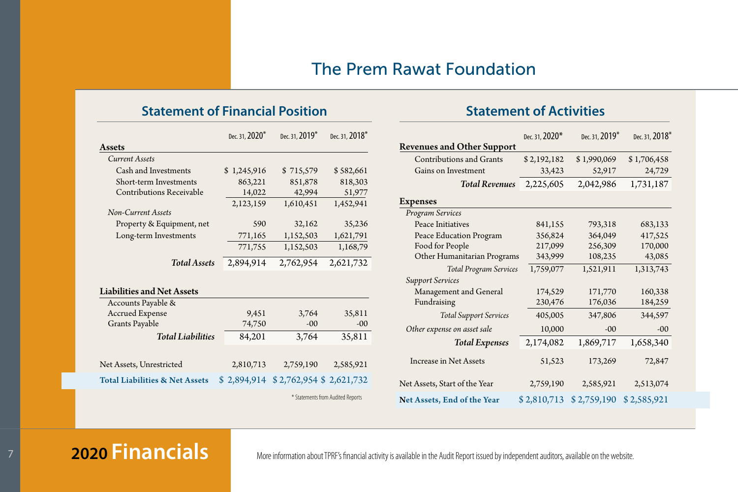# The Prem Rawat Foundation

## Statement of Financial Position

| Assets | Dec. 31, 2020* | Dec. 31, 2019* | Dec. 31, 2018* |
|---|---|---|---|
| *Current Assets* | | | |
| Cash and Investments | $ 1,245,916 | $ 715,579 | $ 582,661 |
| Short-term Investments | 863,221 | 851,878 | 818,303 |
| Contributions Receivable | 14,022 | 42,994 | 51,977 |
| | 2,123,159 | 1,610,451 | 1,452,941 |
| *Non-Current Assets* | | | |
| Property & Equipment, net | 590 | 32,162 | 35,236 |
| Long-term Investments | 771,165 | 1,152,503 | 1,621,791 |
| | 771,755 | 1,152,503 | 1,168,79 |
| ***Total Assets*** | 2,894,914 | 2,762,954 | 2,621,732 |
| **Liabilities and Net Assets** | | | |
| Accounts Payable & Accrued Expense | 9,451 | 3,764 | 35,811 |
| Grants Payable | 74,750 | -00 | -00 |
| ***Total Liabilities*** | 84,201 | 3,764 | 35,811 |
| Net Assets, Unrestricted | 2,810,713 | 2,759,190 | 2,585,921 |
| **Total Liabilities & Net Assets** | $ 2,894,914 | $ 2,762,954 | $ 2,621,732 |

\* Statements from Audited Reports

## Statement of Activities

| Revenues and Other Support | Dec. 31, 2020* | Dec. 31, 2019* | Dec. 31, 2018* |
|---|---|---|---|
| Contributions and Grants | $ 2,192,182 | $ 1,990,069 | $ 1,706,458 |
| Gains on Investment | 33,423 | 52,917 | 24,729 |
| ***Total Revenues*** | 2,225,605 | 2,042,986 | 1,731,187 |
| **Expenses** | | | |
| *Program Services* | | | |
| Peace Initiatives | 841,155 | 793,318 | 683,133 |
| Peace Education Program | 356,824 | 364,049 | 417,525 |
| Food for People | 217,099 | 256,309 | 170,000 |
| Other Humanitarian Programs | 343,999 | 108,235 | 43,085 |
| *Total Program Services* | 1,759,077 | 1,521,911 | 1,313,743 |
| *Support Services* | | | |
| Management and General | 174,529 | 171,770 | 160,338 |
| Fundraising | 230,476 | 176,036 | 184,259 |
| *Total Support Services* | 405,005 | 347,806 | 344,597 |
| *Other expense on asset sale* | 10,000 | -00 | -00 |
| ***Total Expenses*** | 2,174,082 | 1,869,717 | 1,658,340 |
| Increase in Net Assets | 51,523 | 173,269 | 72,847 |
| Net Assets, Start of the Year | 2,759,190 | 2,585,921 | 2,513,074 |
| **Net Assets, End of the Year** | $ 2,810,713 | $ 2,759,190 | $ 2,585,921 |

# 2020 Financials

More information about TPRF's financial activity is available in the Audit Report issued by independent auditors, available on the website.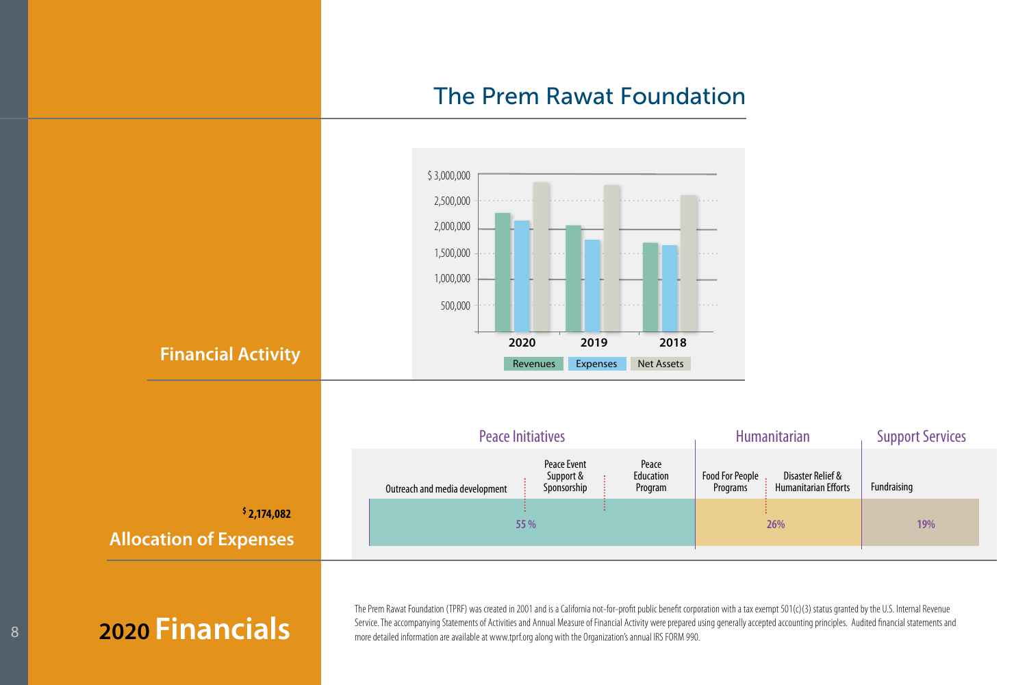# The Prem Rawat Foundation

## Financial Activity

| | Revenues | Expenses | Net Assets |
|---|---|---|---|
| 2020 | | | |
| 2019 | | | |
| 2018 | | | |

$ 3,000,000
2,500,000
2,000,000
1,500,000
1,000,000
500,000

## Allocation of Expenses

$ 2,174,082

| Peace Initiatives | | | Humanitarian | | Support Services |
|---|---|---|---|---|---|
| Outreach and media development | Peace Event Support & Sponsorship | Peace Education Program | Food For People Programs | Disaster Relief & Humanitarian Efforts | Fundraising |
| 55 % | | | 26% | | 19% |

# 2020 Financials

The Prem Rawat Foundation (TPRF) was created in 2001 and is a California not-for-profit public benefit corporation with a tax exempt 501(c)(3) status granted by the U.S. Internal Revenue Service. The accompanying Statements of Activities and Annual Measure of Financial Activity were prepared using generally accepted accounting principles. Audited financial statements and more detailed information are available at www.tprf.org along with the Organization's annual IRS FORM 990.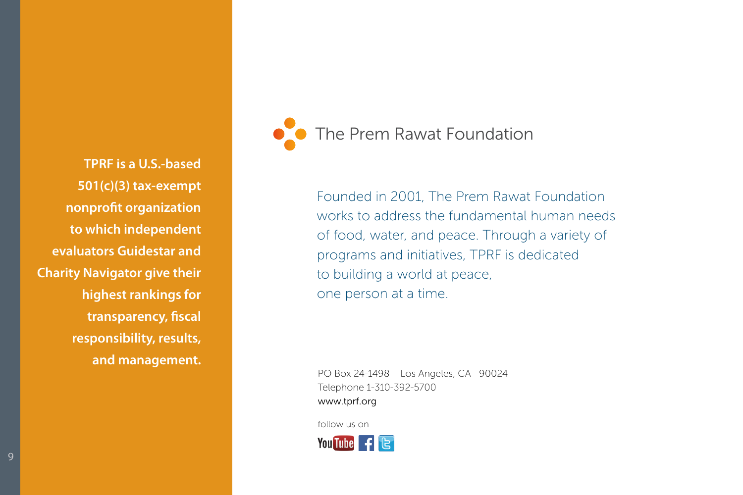**TPRF is a U.S.-based 501(c)(3) tax-exempt nonprofit organization to which independent evaluators Guidestar and Charity Navigator give their highest rankings for transparency, fiscal responsibility, results, and management.**

# The Prem Rawat Foundation

Founded in 2001, The Prem Rawat Foundation works to address the fundamental human needs of food, water, and peace. Through a variety of programs and initiatives, TPRF is dedicated to building a world at peace, one person at a time.

PO Box 24-1498 Los Angeles, CA 90024
Telephone 1-310-392-5700
www.tprf.org

follow us on

YouTube Facebook Twitter